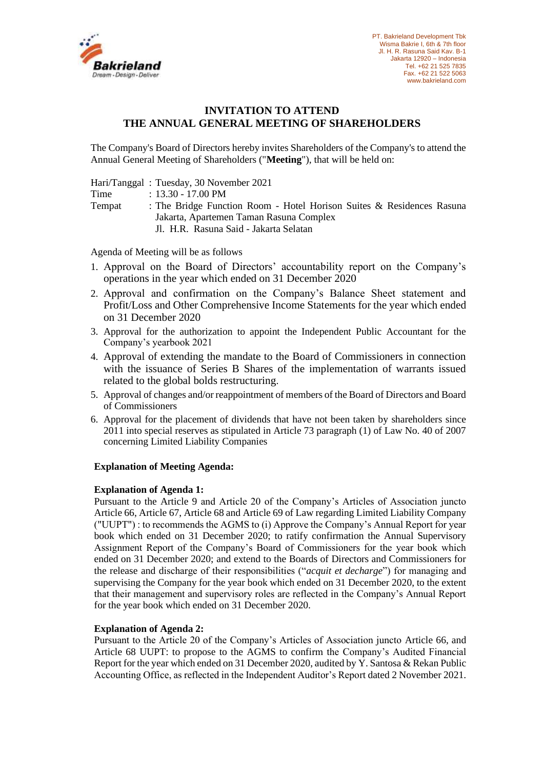PT. Bakrieland Development Tbk
Wisma Bakrie I, 6th & 7th floor
Jl. H. R. Rasuna Said Kav. B-1
Jakarta 12920 – Indonesia
Tel. +62 21 525 7835
Fax. +62 21 522 5063
www.bakrieland.com

# INVITATION TO ATTEND
# THE ANNUAL GENERAL MEETING OF SHAREHOLDERS

The Company's Board of Directors hereby invites Shareholders of the Company's to attend the Annual General Meeting of Shareholders ("**Meeting**"), that will be held on:

Hari/Tanggal : Tuesday, 30 November 2021
Time : 13.30 - 17.00 PM
Tempat : The Bridge Function Room - Hotel Horison Suites & Residences Rasuna Jakarta, Apartemen Taman Rasuna Complex
Jl. H.R. Rasuna Said - Jakarta Selatan

Agenda of Meeting will be as follows

1. Approval on the Board of Directors' accountability report on the Company's operations in the year which ended on 31 December 2020
2. Approval and confirmation on the Company's Balance Sheet statement and Profit/Loss and Other Comprehensive Income Statements for the year which ended on 31 December 2020
3. Approval for the authorization to appoint the Independent Public Accountant for the Company's yearbook 2021
4. Approval of extending the mandate to the Board of Commissioners in connection with the issuance of Series B Shares of the implementation of warrants issued related to the global bolds restructuring.
5. Approval of changes and/or reappointment of members of the Board of Directors and Board of Commissioners
6. Approval for the placement of dividends that have not been taken by shareholders since 2011 into special reserves as stipulated in Article 73 paragraph (1) of Law No. 40 of 2007 concerning Limited Liability Companies

**Explanation of Meeting Agenda:**

**Explanation of Agenda 1:**
Pursuant to the Article 9 and Article 20 of the Company's Articles of Association juncto Article 66, Article 67, Article 68 and Article 69 of Law regarding Limited Liability Company ("UUPT") : to recommends the AGMS to (i) Approve the Company's Annual Report for year book which ended on 31 December 2020; to ratify confirmation the Annual Supervisory Assignment Report of the Company's Board of Commissioners for the year book which ended on 31 December 2020; and extend to the Boards of Directors and Commissioners for the release and discharge of their responsibilities ("*acquit et decharge*") for managing and supervising the Company for the year book which ended on 31 December 2020, to the extent that their management and supervisory roles are reflected in the Company's Annual Report for the year book which ended on 31 December 2020.

**Explanation of Agenda 2:**
Pursuant to the Article 20 of the Company's Articles of Association juncto Article 66, and Article 68 UUPT: to propose to the AGMS to confirm the Company's Audited Financial Report for the year which ended on 31 December 2020, audited by Y. Santosa & Rekan Public Accounting Office, as reflected in the Independent Auditor's Report dated 2 November 2021.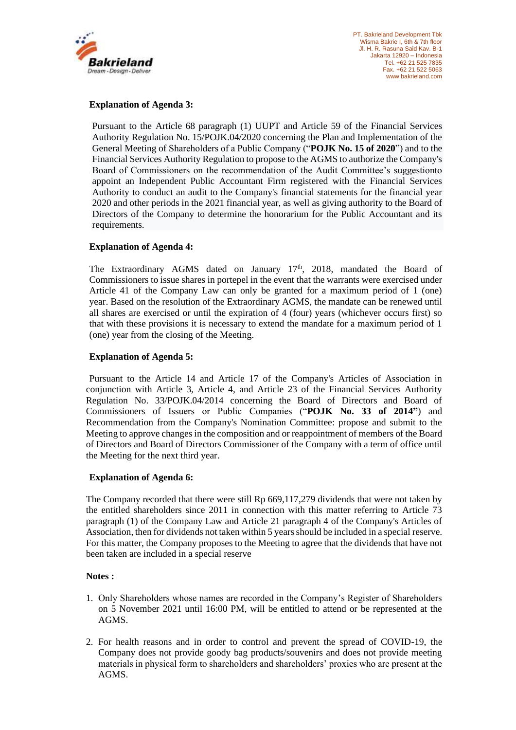**Explanation of Agenda 3:**

Pursuant to the Article 68 paragraph (1) UUPT and Article 59 of the Financial Services Authority Regulation No. 15/POJK.04/2020 concerning the Plan and Implementation of the General Meeting of Shareholders of a Public Company ("**POJK No. 15 of 2020**") and to the Financial Services Authority Regulation to propose to the AGMS to authorize the Company's Board of Commissioners on the recommendation of the Audit Committee's suggestionto appoint an Independent Public Accountant Firm registered with the Financial Services Authority to conduct an audit to the Company's financial statements for the financial year 2020 and other periods in the 2021 financial year, as well as giving authority to the Board of Directors of the Company to determine the honorarium for the Public Accountant and its requirements.

**Explanation of Agenda 4:**

The Extraordinary AGMS dated on January 17th, 2018, mandated the Board of Commissioners to issue shares in portepel in the event that the warrants were exercised under Article 41 of the Company Law can only be granted for a maximum period of 1 (one) year. Based on the resolution of the Extraordinary AGMS, the mandate can be renewed until all shares are exercised or until the expiration of 4 (four) years (whichever occurs first) so that with these provisions it is necessary to extend the mandate for a maximum period of 1 (one) year from the closing of the Meeting.

**Explanation of Agenda 5:**

Pursuant to the Article 14 and Article 17 of the Company's Articles of Association in conjunction with Article 3, Article 4, and Article 23 of the Financial Services Authority Regulation No. 33/POJK.04/2014 concerning the Board of Directors and Board of Commissioners of Issuers or Public Companies ("**POJK No. 33 of 2014"**) and Recommendation from the Company's Nomination Committee: propose and submit to the Meeting to approve changes in the composition and or reappointment of members of the Board of Directors and Board of Directors Commissioner of the Company with a term of office until the Meeting for the next third year.

**Explanation of Agenda 6:**

The Company recorded that there were still Rp 669,117,279 dividends that were not taken by the entitled shareholders since 2011 in connection with this matter referring to Article 73 paragraph (1) of the Company Law and Article 21 paragraph 4 of the Company's Articles of Association, then for dividends not taken within 5 years should be included in a special reserve. For this matter, the Company proposes to the Meeting to agree that the dividends that have not been taken are included in a special reserve

**Notes :**

1. Only Shareholders whose names are recorded in the Company's Register of Shareholders on 5 November 2021 until 16:00 PM, will be entitled to attend or be represented at the AGMS.

2. For health reasons and in order to control and prevent the spread of COVID-19, the Company does not provide goody bag products/souvenirs and does not provide meeting materials in physical form to shareholders and shareholders' proxies who are present at the AGMS.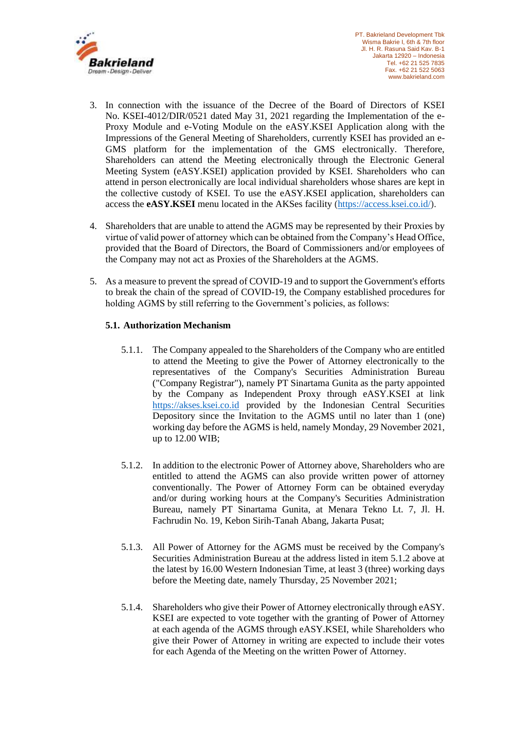3. In connection with the issuance of the Decree of the Board of Directors of KSEI No. KSEI-4012/DIR/0521 dated May 31, 2021 regarding the Implementation of the e-Proxy Module and e-Voting Module on the eASY.KSEI Application along with the Impressions of the General Meeting of Shareholders, currently KSEI has provided an e-GMS platform for the implementation of the GMS electronically. Therefore, Shareholders can attend the Meeting electronically through the Electronic General Meeting System (eASY.KSEI) application provided by KSEI. Shareholders who can attend in person electronically are local individual shareholders whose shares are kept in the collective custody of KSEI. To use the eASY.KSEI application, shareholders can access the **eASY.KSEI** menu located in the AKSes facility (https://access.ksei.co.id/).

4. Shareholders that are unable to attend the AGMS may be represented by their Proxies by virtue of valid power of attorney which can be obtained from the Company's Head Office, provided that the Board of Directors, the Board of Commissioners and/or employees of the Company may not act as Proxies of the Shareholders at the AGMS.

5. As a measure to prevent the spread of COVID-19 and to support the Government's efforts to break the chain of the spread of COVID-19, the Company established procedures for holding AGMS by still referring to the Government's policies, as follows:

   **5.1. Authorization Mechanism**

   5.1.1. The Company appealed to the Shareholders of the Company who are entitled to attend the Meeting to give the Power of Attorney electronically to the representatives of the Company's Securities Administration Bureau ("Company Registrar"), namely PT Sinartama Gunita as the party appointed by the Company as Independent Proxy through eASY.KSEI at link https://akses.ksei.co.id provided by the Indonesian Central Securities Depository since the Invitation to the AGMS until no later than 1 (one) working day before the AGMS is held, namely Monday, 29 November 2021, up to 12.00 WIB;

   5.1.2. In addition to the electronic Power of Attorney above, Shareholders who are entitled to attend the AGMS can also provide written power of attorney conventionally. The Power of Attorney Form can be obtained everyday and/or during working hours at the Company's Securities Administration Bureau, namely PT Sinartama Gunita, at Menara Tekno Lt. 7, Jl. H. Fachrudin No. 19, Kebon Sirih-Tanah Abang, Jakarta Pusat;

   5.1.3. All Power of Attorney for the AGMS must be received by the Company's Securities Administration Bureau at the address listed in item 5.1.2 above at the latest by 16.00 Western Indonesian Time, at least 3 (three) working days before the Meeting date, namely Thursday, 25 November 2021;

   5.1.4. Shareholders who give their Power of Attorney electronically through eASY. KSEI are expected to vote together with the granting of Power of Attorney at each agenda of the AGMS through eASY.KSEI, while Shareholders who give their Power of Attorney in writing are expected to include their votes for each Agenda of the Meeting on the written Power of Attorney.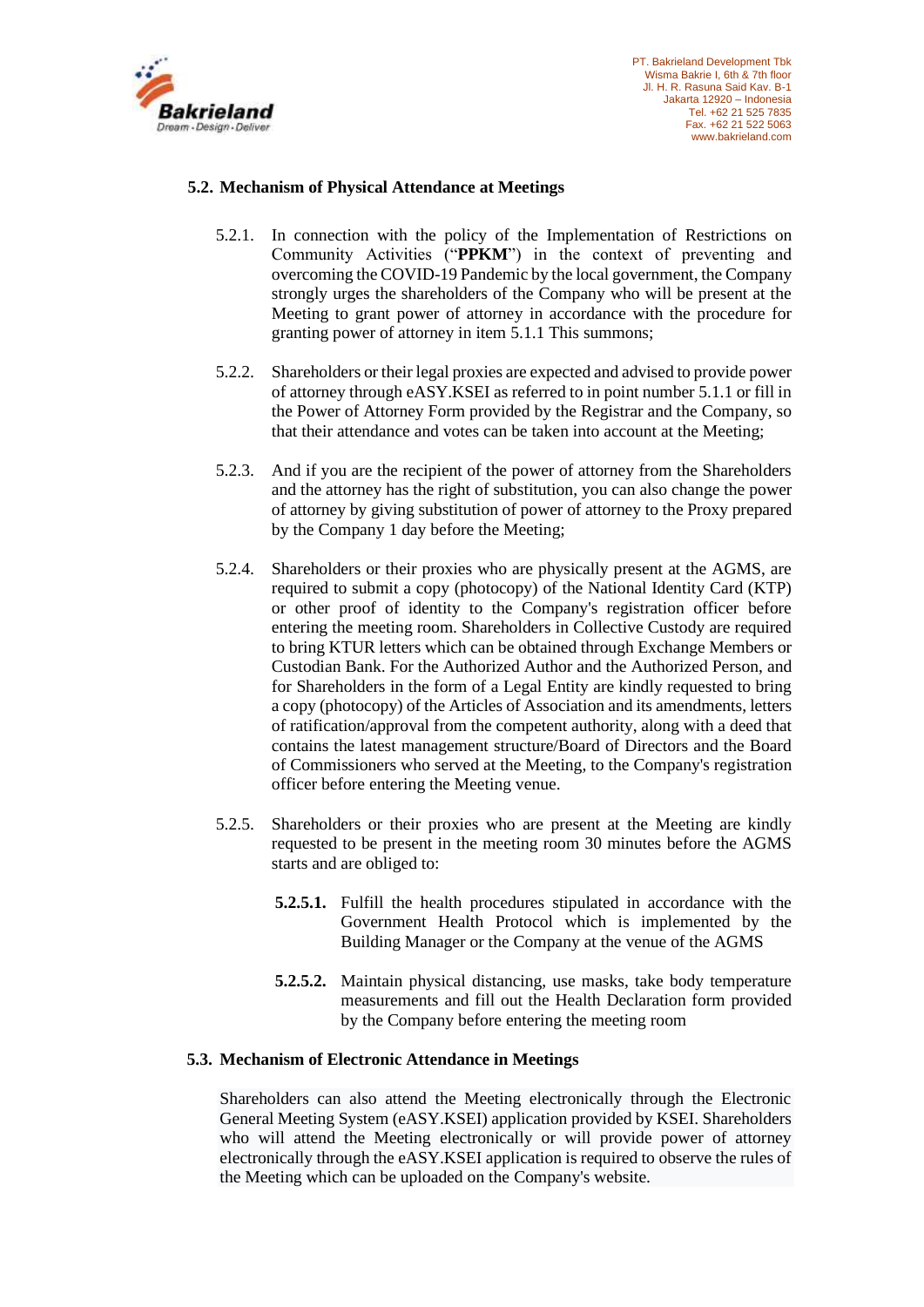### 5.2. Mechanism of Physical Attendance at Meetings

5.2.1. In connection with the policy of the Implementation of Restrictions on Community Activities ("**PPKM**") in the context of preventing and overcoming the COVID-19 Pandemic by the local government, the Company strongly urges the shareholders of the Company who will be present at the Meeting to grant power of attorney in accordance with the procedure for granting power of attorney in item 5.1.1 This summons;

5.2.2. Shareholders or their legal proxies are expected and advised to provide power of attorney through eASY.KSEI as referred to in point number 5.1.1 or fill in the Power of Attorney Form provided by the Registrar and the Company, so that their attendance and votes can be taken into account at the Meeting;

5.2.3. And if you are the recipient of the power of attorney from the Shareholders and the attorney has the right of substitution, you can also change the power of attorney by giving substitution of power of attorney to the Proxy prepared by the Company 1 day before the Meeting;

5.2.4. Shareholders or their proxies who are physically present at the AGMS, are required to submit a copy (photocopy) of the National Identity Card (KTP) or other proof of identity to the Company's registration officer before entering the meeting room. Shareholders in Collective Custody are required to bring KTUR letters which can be obtained through Exchange Members or Custodian Bank. For the Authorized Author and the Authorized Person, and for Shareholders in the form of a Legal Entity are kindly requested to bring a copy (photocopy) of the Articles of Association and its amendments, letters of ratification/approval from the competent authority, along with a deed that contains the latest management structure/Board of Directors and the Board of Commissioners who served at the Meeting, to the Company's registration officer before entering the Meeting venue.

5.2.5. Shareholders or their proxies who are present at the Meeting are kindly requested to be present in the meeting room 30 minutes before the AGMS starts and are obliged to:

**5.2.5.1.** Fulfill the health procedures stipulated in accordance with the Government Health Protocol which is implemented by the Building Manager or the Company at the venue of the AGMS

**5.2.5.2.** Maintain physical distancing, use masks, take body temperature measurements and fill out the Health Declaration form provided by the Company before entering the meeting room

### 5.3. Mechanism of Electronic Attendance in Meetings

Shareholders can also attend the Meeting electronically through the Electronic General Meeting System (eASY.KSEI) application provided by KSEI. Shareholders who will attend the Meeting electronically or will provide power of attorney electronically through the eASY.KSEI application is required to observe the rules of the Meeting which can be uploaded on the Company's website.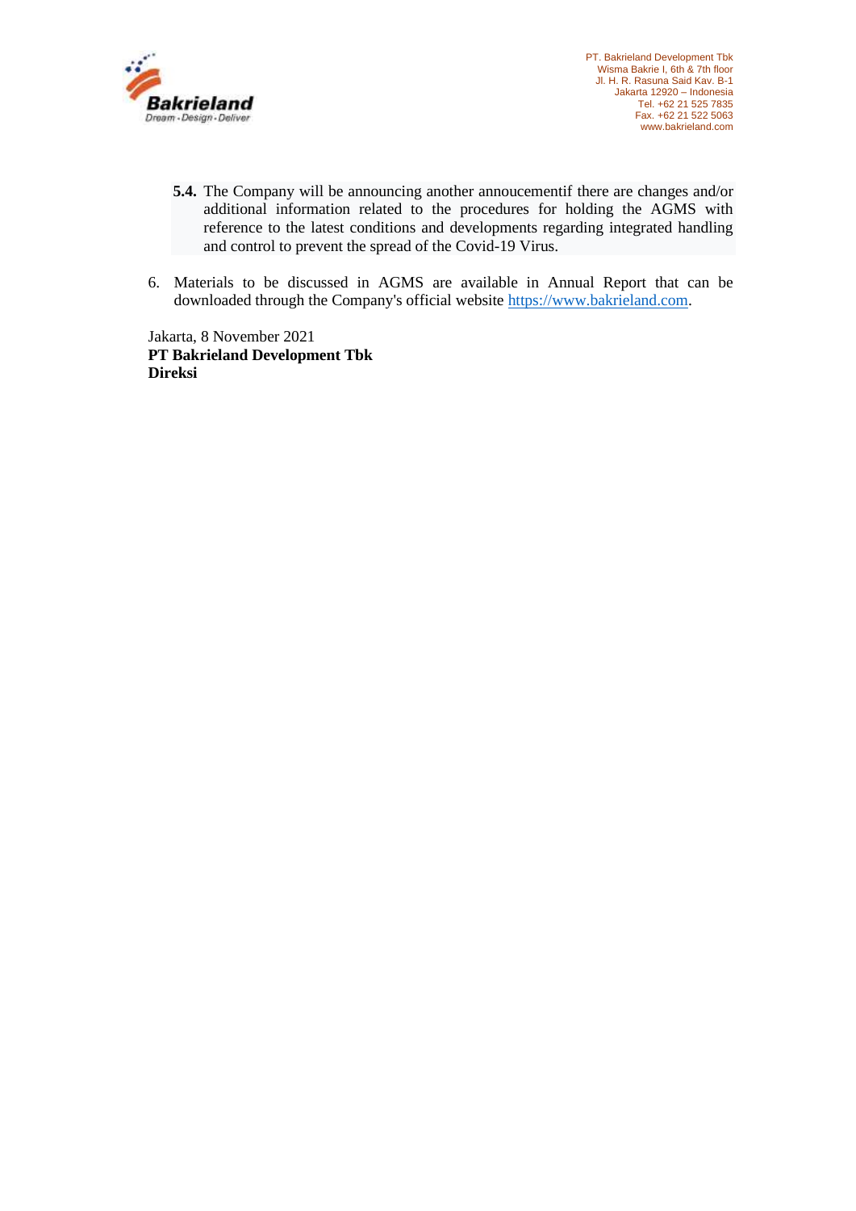**5.4.** The Company will be announcing another annoucementif there are changes and/or additional information related to the procedures for holding the AGMS with reference to the latest conditions and developments regarding integrated handling and control to prevent the spread of the Covid-19 Virus.

6. Materials to be discussed in AGMS are available in Annual Report that can be downloaded through the Company's official website https://www.bakrieland.com.

Jakarta, 8 November 2021
**PT Bakrieland Development Tbk**
**Direksi**